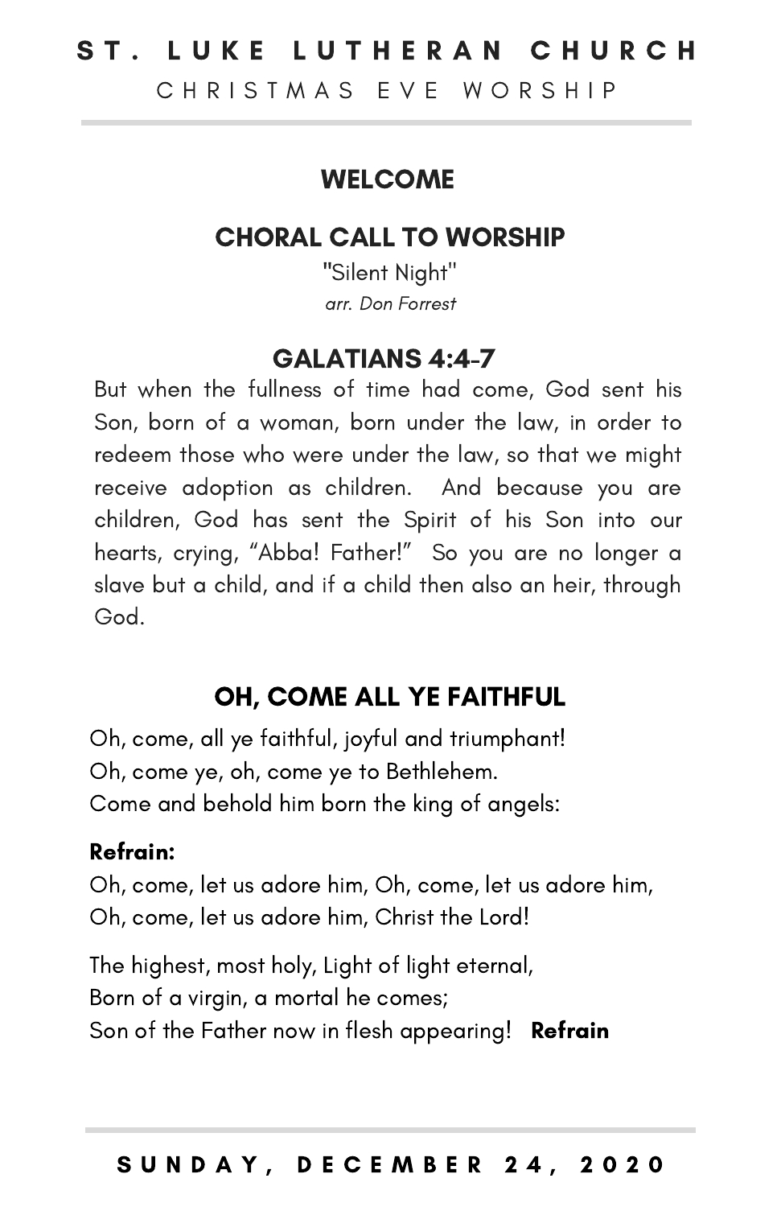# ST. LUKE LUTHERAN CHURCH

CHRISTMAS EVE WORSHIP

## WELCOME

## CHORAL CALL TO WORSHIP

"Silent Night"
*arr. Don Forrest*

## GALATIANS 4:4-7

But when the fullness of time had come, God sent his Son, born of a woman, born under the law, in order to redeem those who were under the law, so that we might receive adoption as children. And because you are children, God has sent the Spirit of his Son into our hearts, crying, "Abba! Father!" So you are no longer a slave but a child, and if a child then also an heir, through God.

## OH, COME ALL YE FAITHFUL

Oh, come, all ye faithful, joyful and triumphant!
Oh, come ye, oh, come ye to Bethlehem.
Come and behold him born the king of angels:

**Refrain:**
Oh, come, let us adore him, Oh, come, let us adore him,
Oh, come, let us adore him, Christ the Lord!

The highest, most holy, Light of light eternal,
Born of a virgin, a mortal he comes;
Son of the Father now in flesh appearing! **Refrain**

SUNDAY, DECEMBER 24, 2020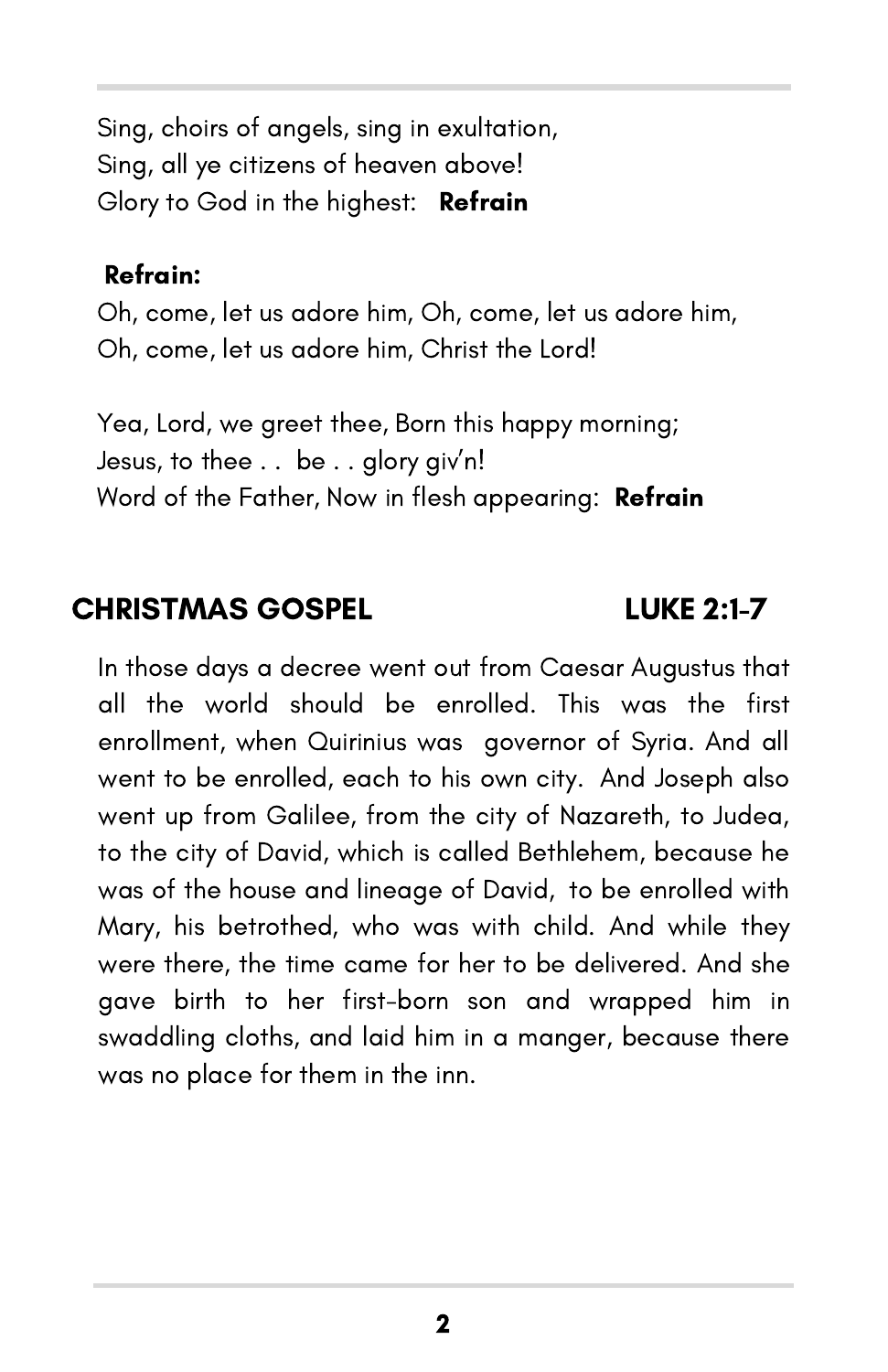Sing, choirs of angels, sing in exultation,
Sing, all ye citizens of heaven above!
Glory to God in the highest: **Refrain**

**Refrain:**
Oh, come, let us adore him, Oh, come, let us adore him,
Oh, come, let us adore him, Christ the Lord!

Yea, Lord, we greet thee, Born this happy morning;
Jesus, to thee . . be . . glory giv'n!
Word of the Father, Now in flesh appearing: **Refrain**

## CHRISTMAS GOSPEL LUKE 2:1-7

In those days a decree went out from Caesar Augustus that all the world should be enrolled. This was the first enrollment, when Quirinius was governor of Syria. And all went to be enrolled, each to his own city. And Joseph also went up from Galilee, from the city of Nazareth, to Judea, to the city of David, which is called Bethlehem, because he was of the house and lineage of David, to be enrolled with Mary, his betrothed, who was with child. And while they were there, the time came for her to be delivered. And she gave birth to her first-born son and wrapped him in swaddling cloths, and laid him in a manger, because there was no place for them in the inn.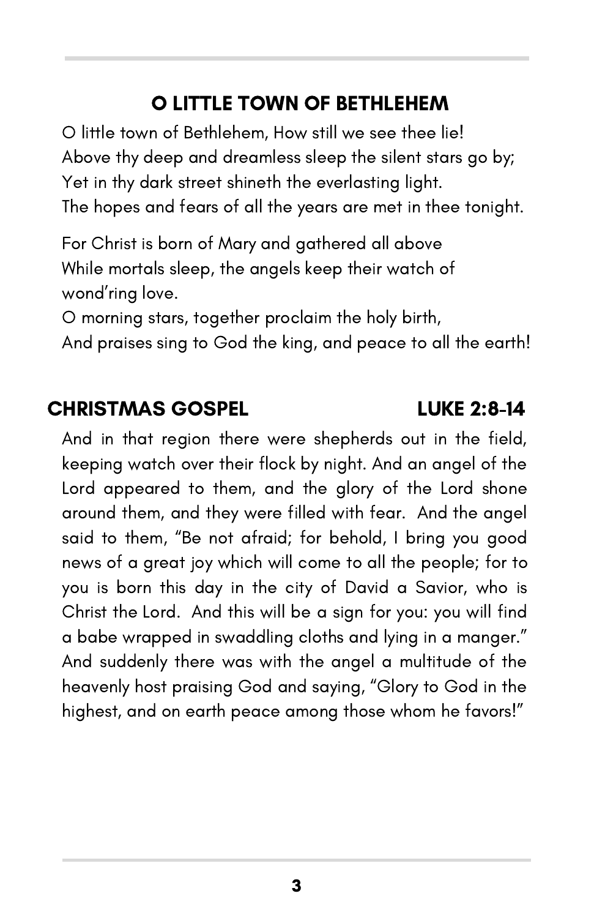## O LITTLE TOWN OF BETHLEHEM

O little town of Bethlehem, How still we see thee lie!
Above thy deep and dreamless sleep the silent stars go by;
Yet in thy dark street shineth the everlasting light.
The hopes and fears of all the years are met in thee tonight.

For Christ is born of Mary and gathered all above
While mortals sleep, the angels keep their watch of wond'ring love.
O morning stars, together proclaim the holy birth,
And praises sing to God the king, and peace to all the earth!

## CHRISTMAS GOSPEL — LUKE 2:8-14

And in that region there were shepherds out in the field, keeping watch over their flock by night. And an angel of the Lord appeared to them, and the glory of the Lord shone around them, and they were filled with fear. And the angel said to them, "Be not afraid; for behold, I bring you good news of a great joy which will come to all the people; for to you is born this day in the city of David a Savior, who is Christ the Lord. And this will be a sign for you: you will find a babe wrapped in swaddling cloths and lying in a manger." And suddenly there was with the angel a multitude of the heavenly host praising God and saying, "Glory to God in the highest, and on earth peace among those whom he favors!"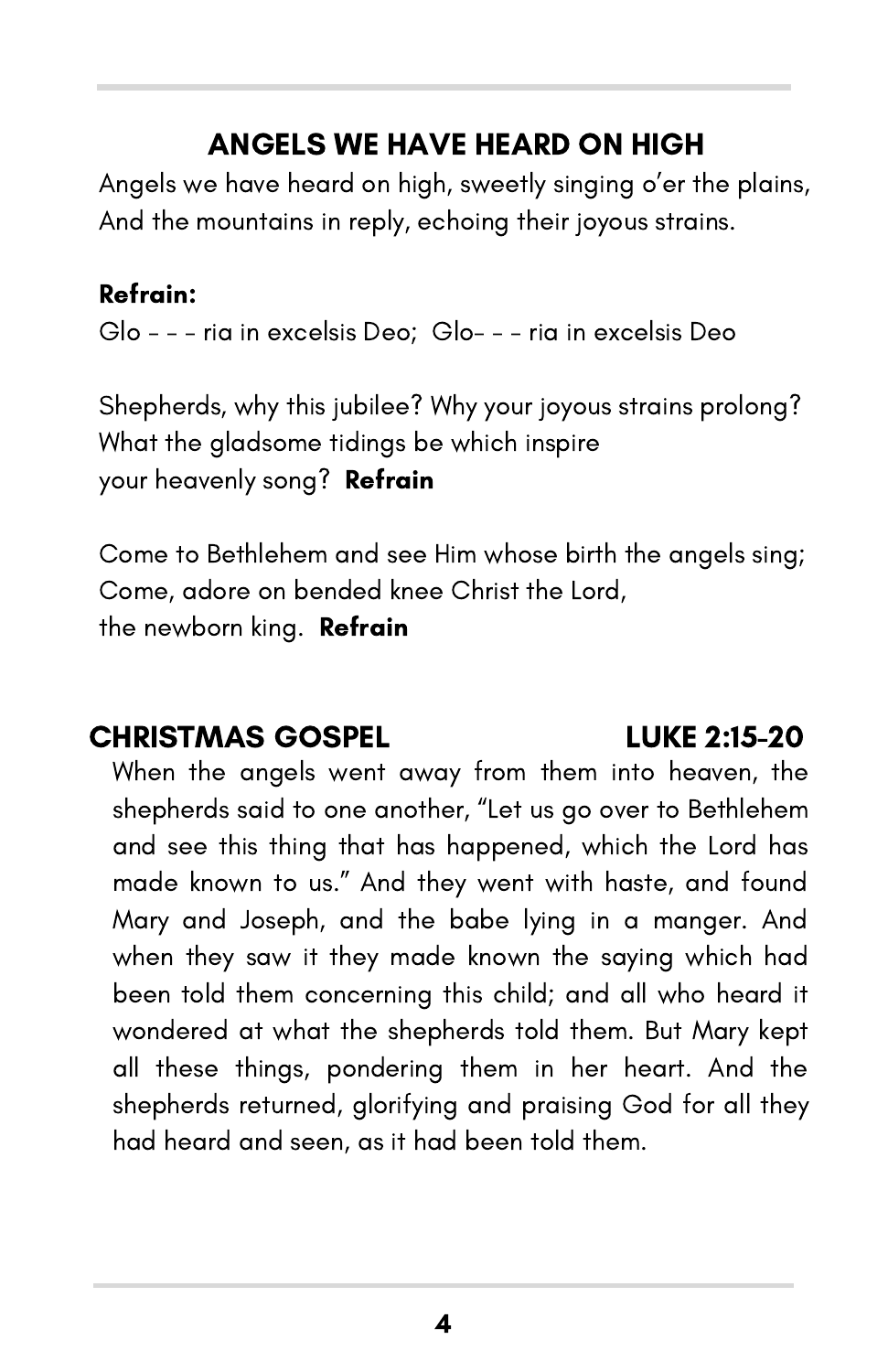## ANGELS WE HAVE HEARD ON HIGH

Angels we have heard on high, sweetly singing o'er the plains,
And the mountains in reply, echoing their joyous strains.

**Refrain:**
Glo - - - ria in excelsis Deo; Glo- - - ria in excelsis Deo

Shepherds, why this jubilee? Why your joyous strains prolong?
What the gladsome tidings be which inspire
your heavenly song? **Refrain**

Come to Bethlehem and see Him whose birth the angels sing;
Come, adore on bended knee Christ the Lord,
the newborn king. **Refrain**

## CHRISTMAS GOSPEL — LUKE 2:15-20

When the angels went away from them into heaven, the shepherds said to one another, "Let us go over to Bethlehem and see this thing that has happened, which the Lord has made known to us." And they went with haste, and found Mary and Joseph, and the babe lying in a manger. And when they saw it they made known the saying which had been told them concerning this child; and all who heard it wondered at what the shepherds told them. But Mary kept all these things, pondering them in her heart. And the shepherds returned, glorifying and praising God for all they had heard and seen, as it had been told them.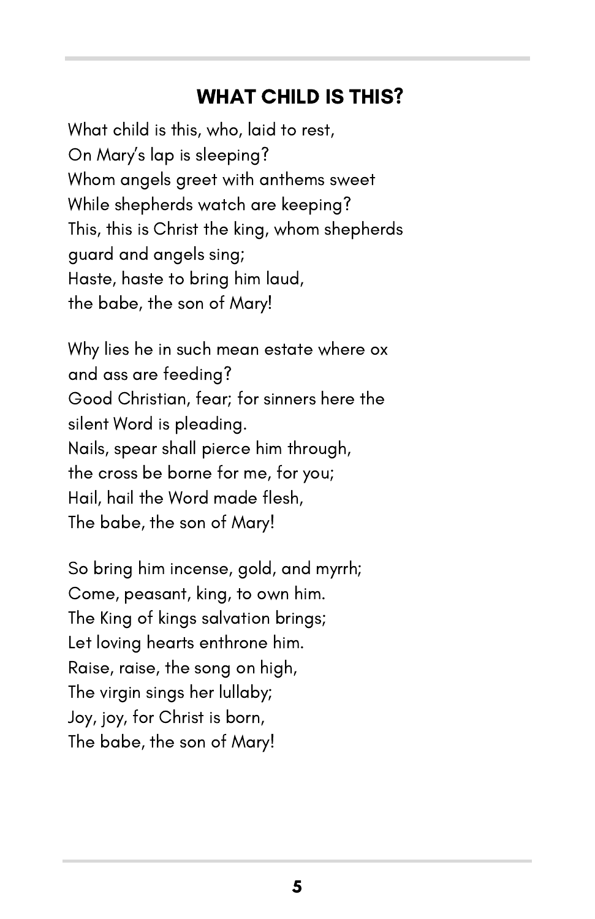## WHAT CHILD IS THIS?

What child is this, who, laid to rest,  
On Mary's lap is sleeping?  
Whom angels greet with anthems sweet  
While shepherds watch are keeping?  
This, this is Christ the king, whom shepherds  
guard and angels sing;  
Haste, haste to bring him laud,  
the babe, the son of Mary!

Why lies he in such mean estate where ox  
and ass are feeding?  
Good Christian, fear; for sinners here the  
silent Word is pleading.  
Nails, spear shall pierce him through,  
the cross be borne for me, for you;  
Hail, hail the Word made flesh,  
The babe, the son of Mary!

So bring him incense, gold, and myrrh;  
Come, peasant, king, to own him.  
The King of kings salvation brings;  
Let loving hearts enthrone him.  
Raise, raise, the song on high,  
The virgin sings her lullaby;  
Joy, joy, for Christ is born,  
The babe, the son of Mary!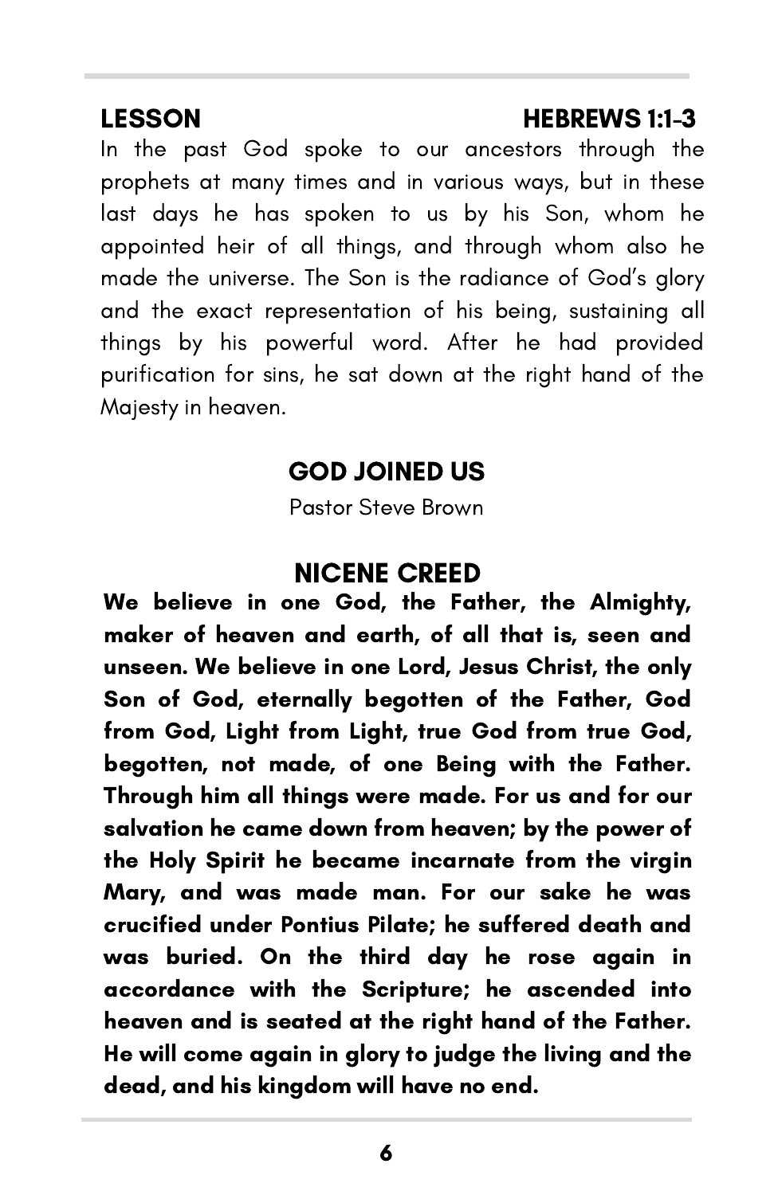## LESSON — HEBREWS 1:1-3

In the past God spoke to our ancestors through the prophets at many times and in various ways, but in these last days he has spoken to us by his Son, whom he appointed heir of all things, and through whom also he made the universe. The Son is the radiance of God's glory and the exact representation of his being, sustaining all things by his powerful word. After he had provided purification for sins, he sat down at the right hand of the Majesty in heaven.

## GOD JOINED US

Pastor Steve Brown

## NICENE CREED

**We believe in one God, the Father, the Almighty, maker of heaven and earth, of all that is, seen and unseen. We believe in one Lord, Jesus Christ, the only Son of God, eternally begotten of the Father, God from God, Light from Light, true God from true God, begotten, not made, of one Being with the Father. Through him all things were made. For us and for our salvation he came down from heaven; by the power of the Holy Spirit he became incarnate from the virgin Mary, and was made man. For our sake he was crucified under Pontius Pilate; he suffered death and was buried. On the third day he rose again in accordance with the Scripture; he ascended into heaven and is seated at the right hand of the Father. He will come again in glory to judge the living and the dead, and his kingdom will have no end.**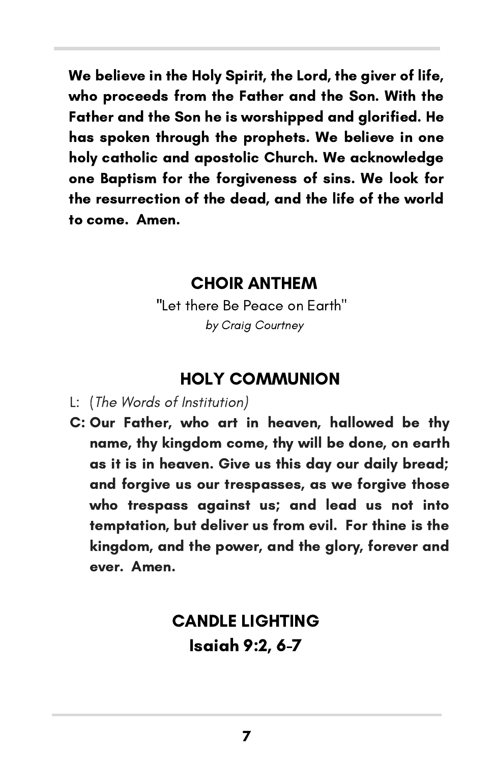**We believe in the Holy Spirit, the Lord, the giver of life, who proceeds from the Father and the Son. With the Father and the Son he is worshipped and glorified. He has spoken through the prophets. We believe in one holy catholic and apostolic Church. We acknowledge one Baptism for the forgiveness of sins. We look for the resurrection of the dead, and the life of the world to come. Amen.**

## CHOIR ANTHEM

"Let there Be Peace on Earth"
*by Craig Courtney*

## HOLY COMMUNION

L: (*The Words of Institution*)

**C: Our Father, who art in heaven, hallowed be thy name, thy kingdom come, thy will be done, on earth as it is in heaven. Give us this day our daily bread; and forgive us our trespasses, as we forgive those who trespass against us; and lead us not into temptation, but deliver us from evil. For thine is the kingdom, and the power, and the glory, forever and ever. Amen.**

## CANDLE LIGHTING
## Isaiah 9:2, 6-7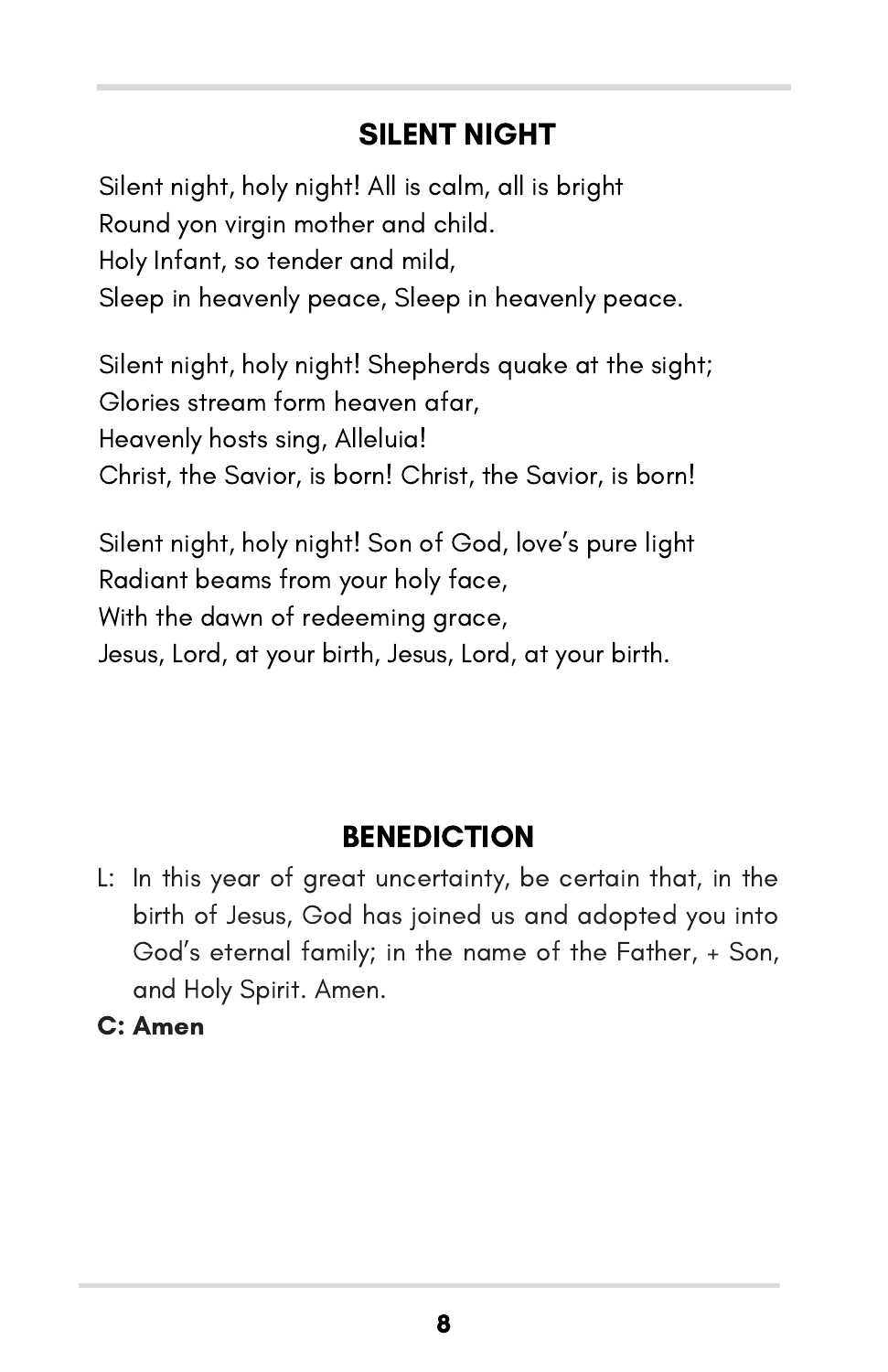## SILENT NIGHT

Silent night, holy night! All is calm, all is bright
Round yon virgin mother and child.
Holy Infant, so tender and mild,
Sleep in heavenly peace, Sleep in heavenly peace.

Silent night, holy night! Shepherds quake at the sight;
Glories stream form heaven afar,
Heavenly hosts sing, Alleluia!
Christ, the Savior, is born! Christ, the Savior, is born!

Silent night, holy night! Son of God, love's pure light
Radiant beams from your holy face,
With the dawn of redeeming grace,
Jesus, Lord, at your birth, Jesus, Lord, at your birth.

## BENEDICTION

L: In this year of great uncertainty, be certain that, in the birth of Jesus, God has joined us and adopted you into God's eternal family; in the name of the Father, + Son, and Holy Spirit. Amen.

**C: Amen**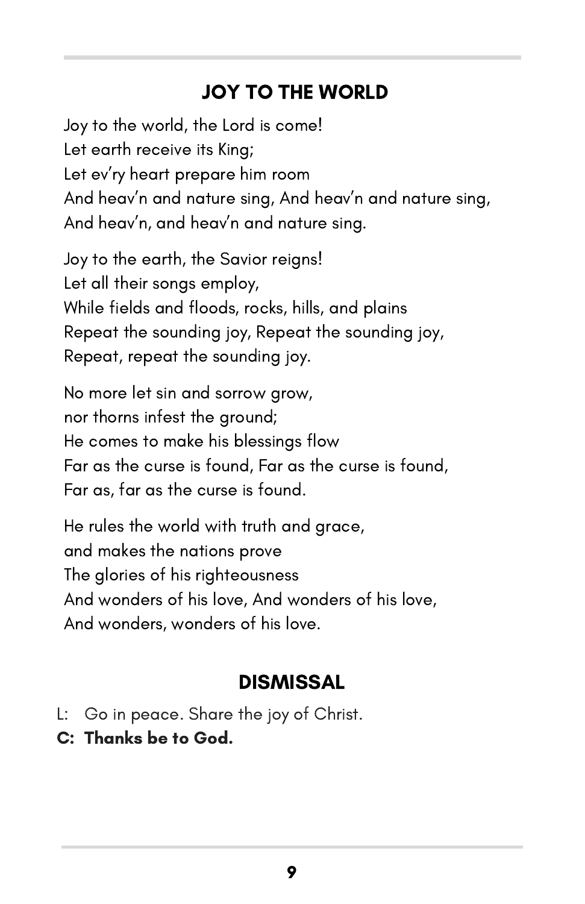## JOY TO THE WORLD

Joy to the world, the Lord is come!
Let earth receive its King;
Let ev'ry heart prepare him room
And heav'n and nature sing, And heav'n and nature sing,
And heav'n, and heav'n and nature sing.

Joy to the earth, the Savior reigns!
Let all their songs employ,
While fields and floods, rocks, hills, and plains
Repeat the sounding joy, Repeat the sounding joy,
Repeat, repeat the sounding joy.

No more let sin and sorrow grow,
nor thorns infest the ground;
He comes to make his blessings flow
Far as the curse is found, Far as the curse is found,
Far as, far as the curse is found.

He rules the world with truth and grace,
and makes the nations prove
The glories of his righteousness
And wonders of his love, And wonders of his love,
And wonders, wonders of his love.

## DISMISSAL

L: Go in peace. Share the joy of Christ.

**C: Thanks be to God.**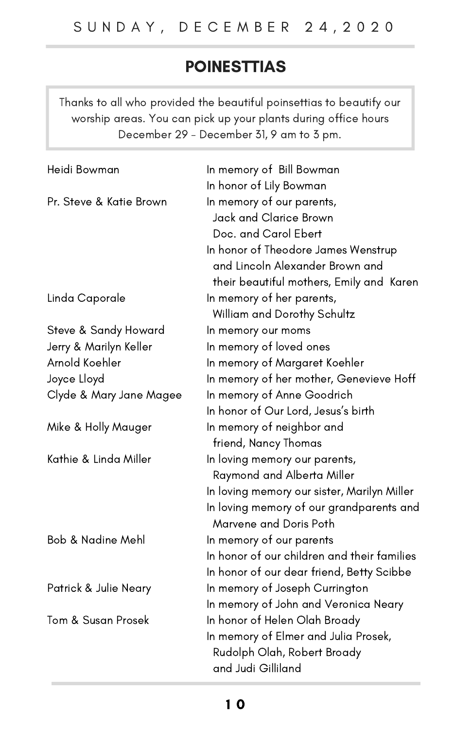## POINESTTIAS

Thanks to all who provided the beautiful poinsettias to beautify our worship areas. You can pick up your plants during office hours December 29 - December 31, 9 am to 3 pm.

| | |
|---|---|
| Heidi Bowman | In memory of Bill Bowman<br>In honor of Lily Bowman |
| Pr. Steve & Katie Brown | In memory of our parents,<br>Jack and Clarice Brown<br>Doc. and Carol Ebert<br>In honor of Theodore James Wenstrup<br>and Lincoln Alexander Brown and<br>their beautiful mothers, Emily and Karen |
| Linda Caporale | In memory of her parents,<br>William and Dorothy Schultz |
| Steve & Sandy Howard | In memory our moms |
| Jerry & Marilyn Keller | In memory of loved ones |
| Arnold Koehler | In memory of Margaret Koehler |
| Joyce Lloyd | In memory of her mother, Genevieve Hoff |
| Clyde & Mary Jane Magee | In memory of Anne Goodrich<br>In honor of Our Lord, Jesus's birth |
| Mike & Holly Mauger | In memory of neighbor and<br>friend, Nancy Thomas |
| Kathie & Linda Miller | In loving memory our parents,<br>Raymond and Alberta Miller<br>In loving memory our sister, Marilyn Miller<br>In loving memory of our grandparents and<br>Marvene and Doris Poth |
| Bob & Nadine Mehl | In memory of our parents<br>In honor of our children and their families<br>In honor of our dear friend, Betty Scibbe |
| Patrick & Julie Neary | In memory of Joseph Currington<br>In memory of John and Veronica Neary |
| Tom & Susan Prosek | In honor of Helen Olah Broady<br>In memory of Elmer and Julia Prosek,<br>Rudolph Olah, Robert Broady<br>and Judi Gilliland |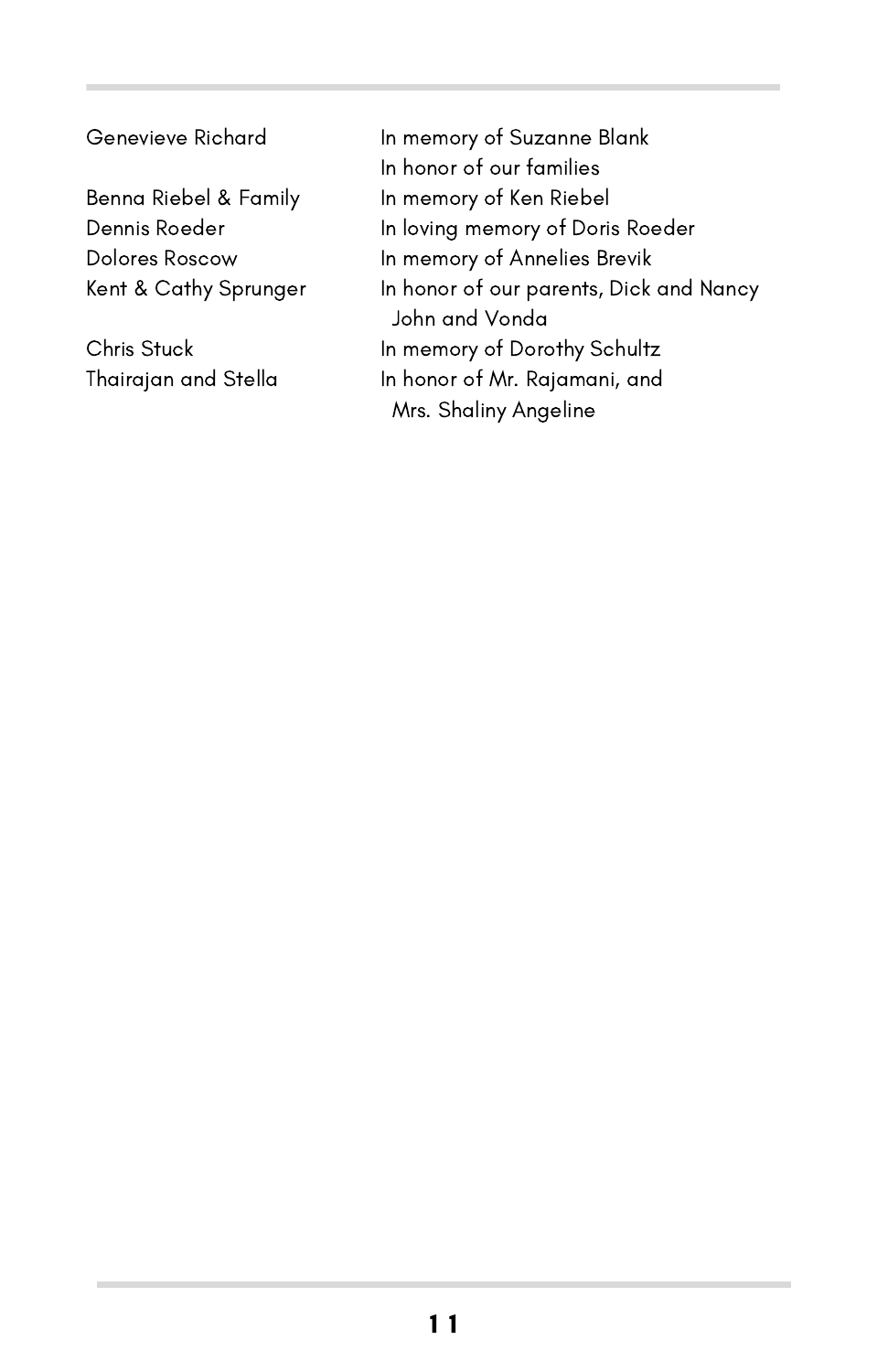| | |
|---|---|
| Genevieve Richard | In memory of Suzanne Blank |
| | In honor of our families |
| Benna Riebel & Family | In memory of Ken Riebel |
| Dennis Roeder | In loving memory of Doris Roeder |
| Dolores Roscow | In memory of Annelies Brevik |
| Kent & Cathy Sprunger | In honor of our parents, Dick and Nancy John and Vonda |
| Chris Stuck | In memory of Dorothy Schultz |
| Thairajan and Stella | In honor of Mr. Rajamani, and Mrs. Shaliny Angeline |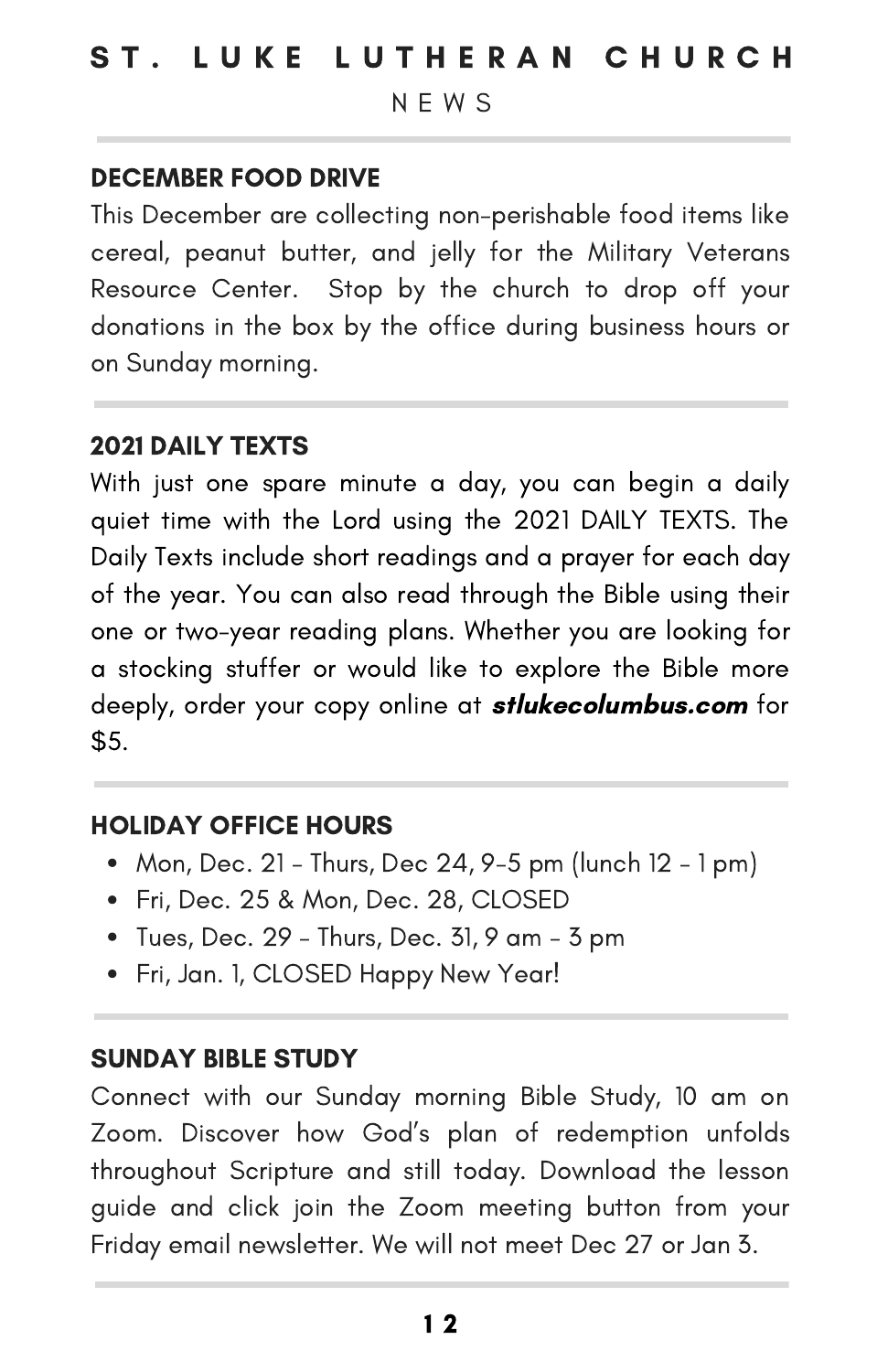# ST. LUKE LUTHERAN CHURCH

NEWS

## DECEMBER FOOD DRIVE

This December are collecting non-perishable food items like cereal, peanut butter, and jelly for the Military Veterans Resource Center. Stop by the church to drop off your donations in the box by the office during business hours or on Sunday morning.

## 2021 DAILY TEXTS

With just one spare minute a day, you can begin a daily quiet time with the Lord using the 2021 DAILY TEXTS. The Daily Texts include short readings and a prayer for each day of the year. You can also read through the Bible using their one or two-year reading plans. Whether you are looking for a stocking stuffer or would like to explore the Bible more deeply, order your copy online at ***stlukecolumbus.com*** for $5.

## HOLIDAY OFFICE HOURS

- Mon, Dec. 21 - Thurs, Dec 24, 9-5 pm (lunch 12 - 1 pm)
- Fri, Dec. 25 & Mon, Dec. 28, CLOSED
- Tues, Dec. 29 - Thurs, Dec. 31, 9 am - 3 pm
- Fri, Jan. 1, CLOSED Happy New Year!

## SUNDAY BIBLE STUDY

Connect with our Sunday morning Bible Study, 10 am on Zoom. Discover how God's plan of redemption unfolds throughout Scripture and still today. Download the lesson guide and click join the Zoom meeting button from your Friday email newsletter. We will not meet Dec 27 or Jan 3.